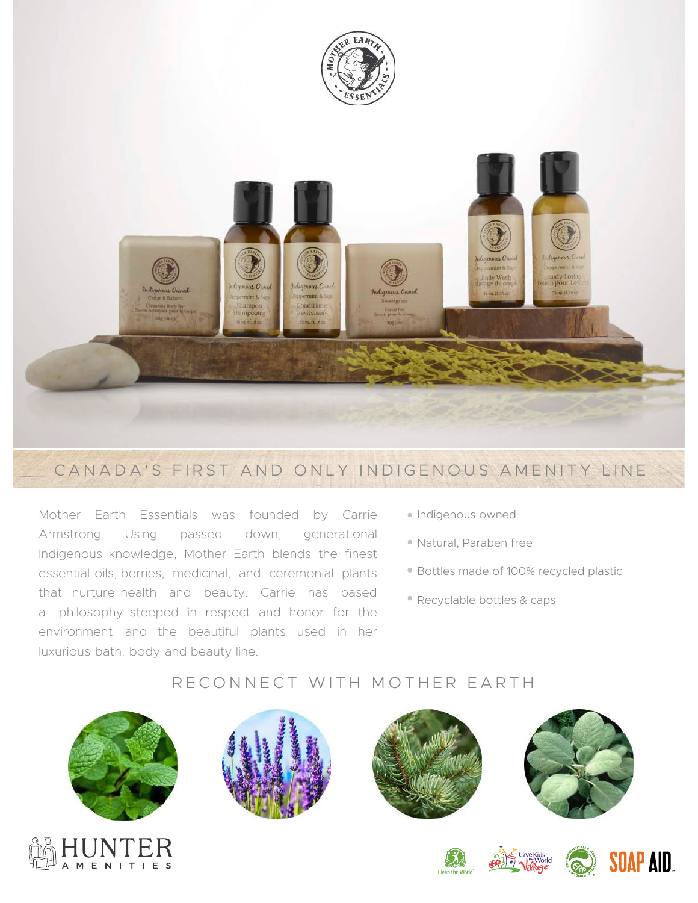# CANADA'S FIRST AND ONLY INDIGENOUS AMENITY LINE

Mother Earth Essentials was founded by Carrie Armstrong. Using passed down, generational Indigenous knowledge, Mother Earth blends the finest essential oils, berries, medicinal, and ceremonial plants that nurture health and beauty. Carrie has based a philosophy steeped in respect and honor for the environment and the beautiful plants used in her luxurious bath, body and beauty line.

- Indigenous owned
- Natural, Paraben free
- Bottles made of 100% recycled plastic
- Recyclable bottles & caps

## RECONNECT WITH MOTHER EARTH

HUNTER AMENITIES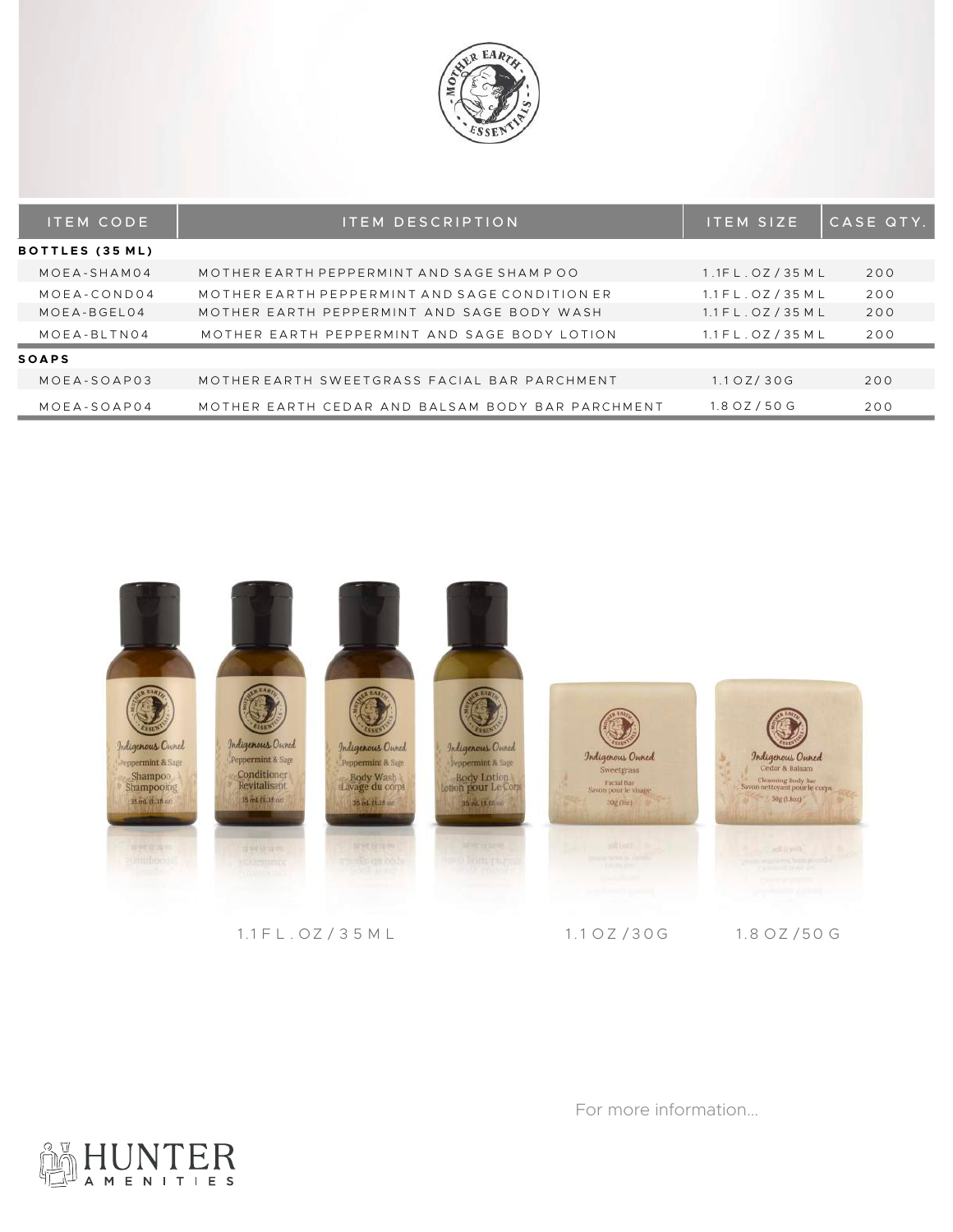| ITEM CODE | ITEM DESCRIPTION | ITEM SIZE | CASE QTY. |
|---|---|---|---|
| **BOTTLES (35 ML)** | | | |
| MOEA-SHAM04 | MOTHER EARTH PEPPERMINT AND SAGE SHAMPOO | 1.1FL.OZ/35ML | 200 |
| MOEA-COND04 | MOTHER EARTH PEPPERMINT AND SAGE CONDITIONER | 1.1FL.OZ/35ML | 200 |
| MOEA-BGEL04 | MOTHER EARTH PEPPERMINT AND SAGE BODY WASH | 1.1FL.OZ/35ML | 200 |
| MOEA-BLTN04 | MOTHER EARTH PEPPERMINT AND SAGE BODY LOTION | 1.1FL.OZ/35ML | 200 |
| **SOAPS** | | | |
| MOEA-SOAP03 | MOTHER EARTH SWEETGRASS FACIAL BAR PARCHMENT | 1.1OZ/30G | 200 |
| MOEA-SOAP04 | MOTHER EARTH CEDAR AND BALSAM BODY BAR PARCHMENT | 1.8OZ/50G | 200 |

1.1FL.OZ/35ML

1.1OZ/30G

1.8OZ/50G

For more information...

HUNTER AMENITIES